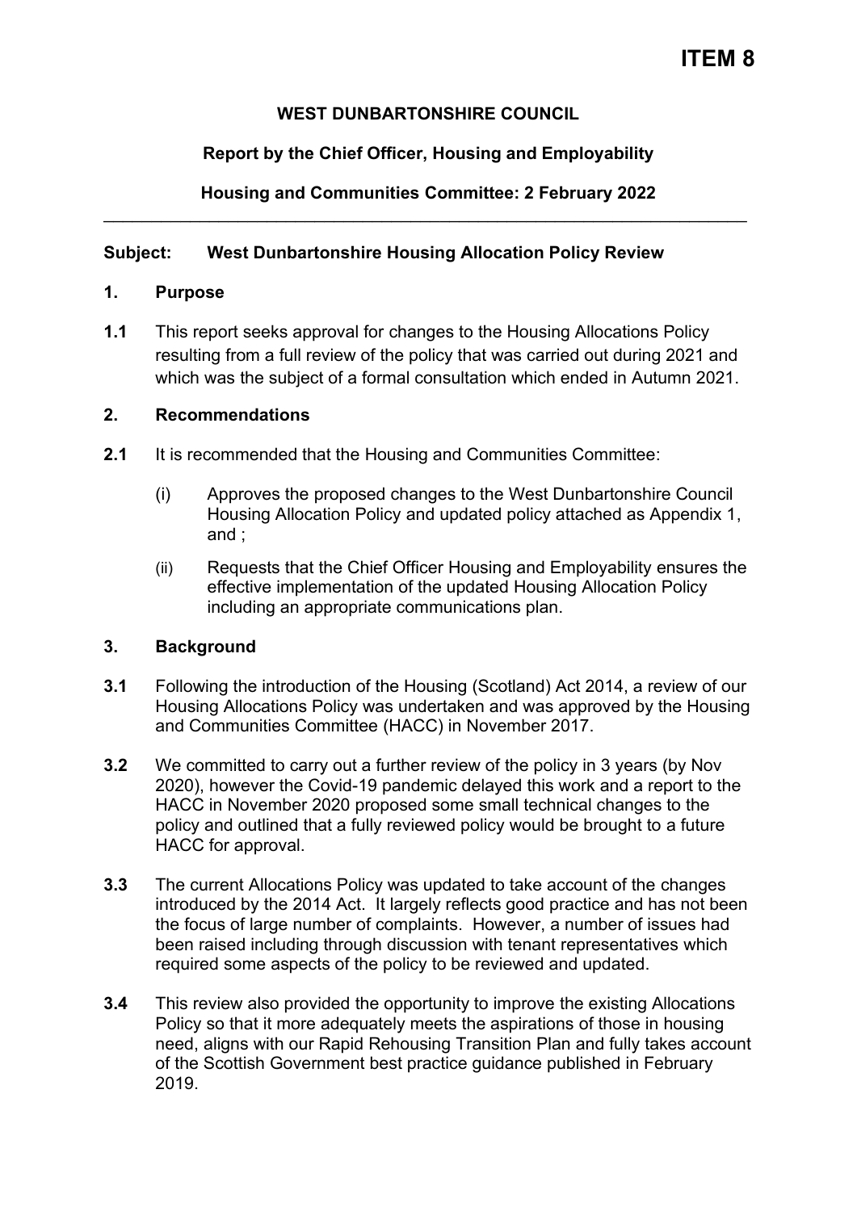**ITEM 8**

**WEST DUNBARTONSHIRE COUNCIL**

**Report by the Chief Officer, Housing and Employability**

**Housing and Communities Committee: 2 February 2022**

---

**Subject: West Dunbartonshire Housing Allocation Policy Review**

## 1. Purpose

**1.1** This report seeks approval for changes to the Housing Allocations Policy resulting from a full review of the policy that was carried out during 2021 and which was the subject of a formal consultation which ended in Autumn 2021.

## 2. Recommendations

**2.1** It is recommended that the Housing and Communities Committee:

(i) Approves the proposed changes to the West Dunbartonshire Council Housing Allocation Policy and updated policy attached as Appendix 1, and ;

(ii) Requests that the Chief Officer Housing and Employability ensures the effective implementation of the updated Housing Allocation Policy including an appropriate communications plan.

## 3. Background

**3.1** Following the introduction of the Housing (Scotland) Act 2014, a review of our Housing Allocations Policy was undertaken and was approved by the Housing and Communities Committee (HACC) in November 2017.

**3.2** We committed to carry out a further review of the policy in 3 years (by Nov 2020), however the Covid-19 pandemic delayed this work and a report to the HACC in November 2020 proposed some small technical changes to the policy and outlined that a fully reviewed policy would be brought to a future HACC for approval.

**3.3** The current Allocations Policy was updated to take account of the changes introduced by the 2014 Act. It largely reflects good practice and has not been the focus of large number of complaints. However, a number of issues had been raised including through discussion with tenant representatives which required some aspects of the policy to be reviewed and updated.

**3.4** This review also provided the opportunity to improve the existing Allocations Policy so that it more adequately meets the aspirations of those in housing need, aligns with our Rapid Rehousing Transition Plan and fully takes account of the Scottish Government best practice guidance published in February 2019.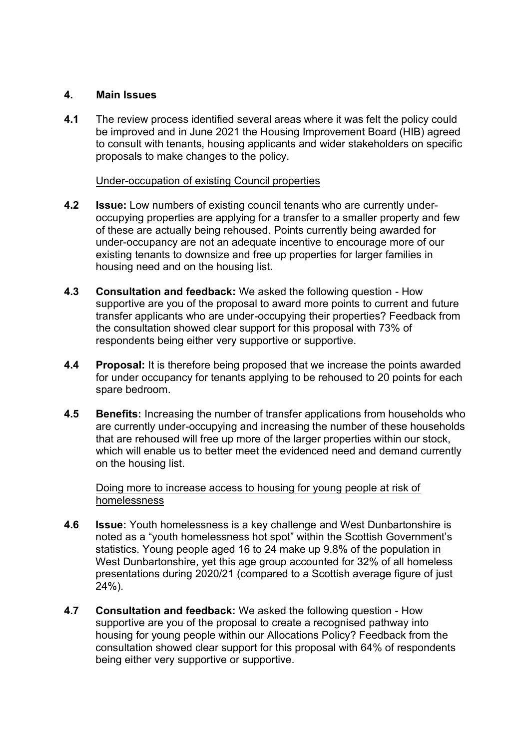## 4. Main Issues

**4.1** The review process identified several areas where it was felt the policy could be improved and in June 2021 the Housing Improvement Board (HIB) agreed to consult with tenants, housing applicants and wider stakeholders on specific proposals to make changes to the policy.

<u>Under-occupation of existing Council properties</u>

**4.2** **Issue:** Low numbers of existing council tenants who are currently under-occupying properties are applying for a transfer to a smaller property and few of these are actually being rehoused. Points currently being awarded for under-occupancy are not an adequate incentive to encourage more of our existing tenants to downsize and free up properties for larger families in housing need and on the housing list.

**4.3** **Consultation and feedback:** We asked the following question - How supportive are you of the proposal to award more points to current and future transfer applicants who are under-occupying their properties? Feedback from the consultation showed clear support for this proposal with 73% of respondents being either very supportive or supportive.

**4.4** **Proposal:** It is therefore being proposed that we increase the points awarded for under occupancy for tenants applying to be rehoused to 20 points for each spare bedroom.

**4.5** **Benefits:** Increasing the number of transfer applications from households who are currently under-occupying and increasing the number of these households that are rehoused will free up more of the larger properties within our stock, which will enable us to better meet the evidenced need and demand currently on the housing list.

<u>Doing more to increase access to housing for young people at risk of homelessness</u>

**4.6** **Issue:** Youth homelessness is a key challenge and West Dunbartonshire is noted as a "youth homelessness hot spot" within the Scottish Government's statistics. Young people aged 16 to 24 make up 9.8% of the population in West Dunbartonshire, yet this age group accounted for 32% of all homeless presentations during 2020/21 (compared to a Scottish average figure of just 24%).

**4.7** **Consultation and feedback:** We asked the following question - How supportive are you of the proposal to create a recognised pathway into housing for young people within our Allocations Policy? Feedback from the consultation showed clear support for this proposal with 64% of respondents being either very supportive or supportive.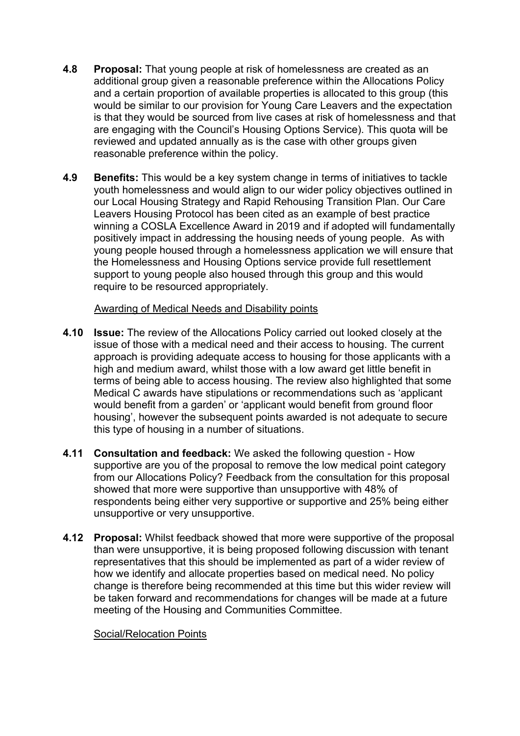**4.8 Proposal:** That young people at risk of homelessness are created as an additional group given a reasonable preference within the Allocations Policy and a certain proportion of available properties is allocated to this group (this would be similar to our provision for Young Care Leavers and the expectation is that they would be sourced from live cases at risk of homelessness and that are engaging with the Council's Housing Options Service). This quota will be reviewed and updated annually as is the case with other groups given reasonable preference within the policy.

**4.9 Benefits:** This would be a key system change in terms of initiatives to tackle youth homelessness and would align to our wider policy objectives outlined in our Local Housing Strategy and Rapid Rehousing Transition Plan. Our Care Leavers Housing Protocol has been cited as an example of best practice winning a COSLA Excellence Award in 2019 and if adopted will fundamentally positively impact in addressing the housing needs of young people. As with young people housed through a homelessness application we will ensure that the Homelessness and Housing Options service provide full resettlement support to young people also housed through this group and this would require to be resourced appropriately.

Awarding of Medical Needs and Disability points

**4.10 Issue:** The review of the Allocations Policy carried out looked closely at the issue of those with a medical need and their access to housing. The current approach is providing adequate access to housing for those applicants with a high and medium award, whilst those with a low award get little benefit in terms of being able to access housing. The review also highlighted that some Medical C awards have stipulations or recommendations such as 'applicant would benefit from a garden' or 'applicant would benefit from ground floor housing', however the subsequent points awarded is not adequate to secure this type of housing in a number of situations.

**4.11 Consultation and feedback:** We asked the following question - How supportive are you of the proposal to remove the low medical point category from our Allocations Policy? Feedback from the consultation for this proposal showed that more were supportive than unsupportive with 48% of respondents being either very supportive or supportive and 25% being either unsupportive or very unsupportive.

**4.12 Proposal:** Whilst feedback showed that more were supportive of the proposal than were unsupportive, it is being proposed following discussion with tenant representatives that this should be implemented as part of a wider review of how we identify and allocate properties based on medical need. No policy change is therefore being recommended at this time but this wider review will be taken forward and recommendations for changes will be made at a future meeting of the Housing and Communities Committee.

Social/Relocation Points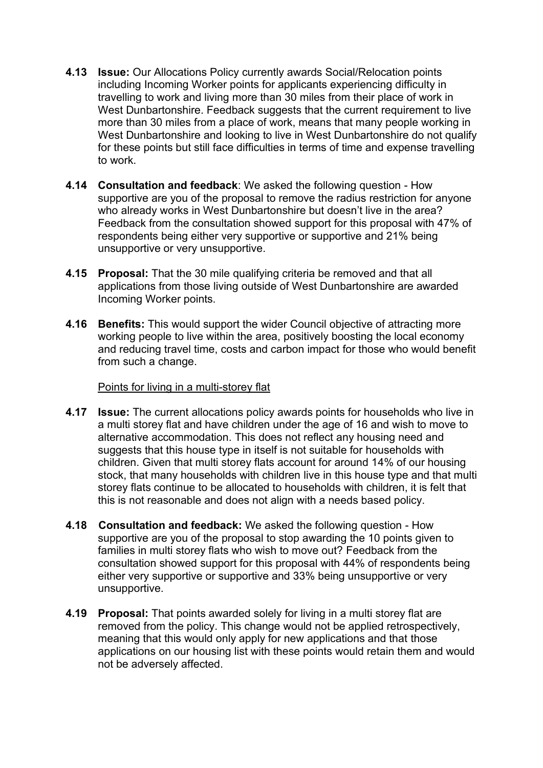**4.13 Issue:** Our Allocations Policy currently awards Social/Relocation points including Incoming Worker points for applicants experiencing difficulty in travelling to work and living more than 30 miles from their place of work in West Dunbartonshire. Feedback suggests that the current requirement to live more than 30 miles from a place of work, means that many people working in West Dunbartonshire and looking to live in West Dunbartonshire do not qualify for these points but still face difficulties in terms of time and expense travelling to work.

**4.14 Consultation and feedback**: We asked the following question - How supportive are you of the proposal to remove the radius restriction for anyone who already works in West Dunbartonshire but doesn't live in the area? Feedback from the consultation showed support for this proposal with 47% of respondents being either very supportive or supportive and 21% being unsupportive or very unsupportive.

**4.15 Proposal:** That the 30 mile qualifying criteria be removed and that all applications from those living outside of West Dunbartonshire are awarded Incoming Worker points.

**4.16 Benefits:** This would support the wider Council objective of attracting more working people to live within the area, positively boosting the local economy and reducing travel time, costs and carbon impact for those who would benefit from such a change.

Points for living in a multi-storey flat

**4.17 Issue:** The current allocations policy awards points for households who live in a multi storey flat and have children under the age of 16 and wish to move to alternative accommodation. This does not reflect any housing need and suggests that this house type in itself is not suitable for households with children. Given that multi storey flats account for around 14% of our housing stock, that many households with children live in this house type and that multi storey flats continue to be allocated to households with children, it is felt that this is not reasonable and does not align with a needs based policy.

**4.18 Consultation and feedback:** We asked the following question - How supportive are you of the proposal to stop awarding the 10 points given to families in multi storey flats who wish to move out? Feedback from the consultation showed support for this proposal with 44% of respondents being either very supportive or supportive and 33% being unsupportive or very unsupportive.

**4.19 Proposal:** That points awarded solely for living in a multi storey flat are removed from the policy. This change would not be applied retrospectively, meaning that this would only apply for new applications and that those applications on our housing list with these points would retain them and would not be adversely affected.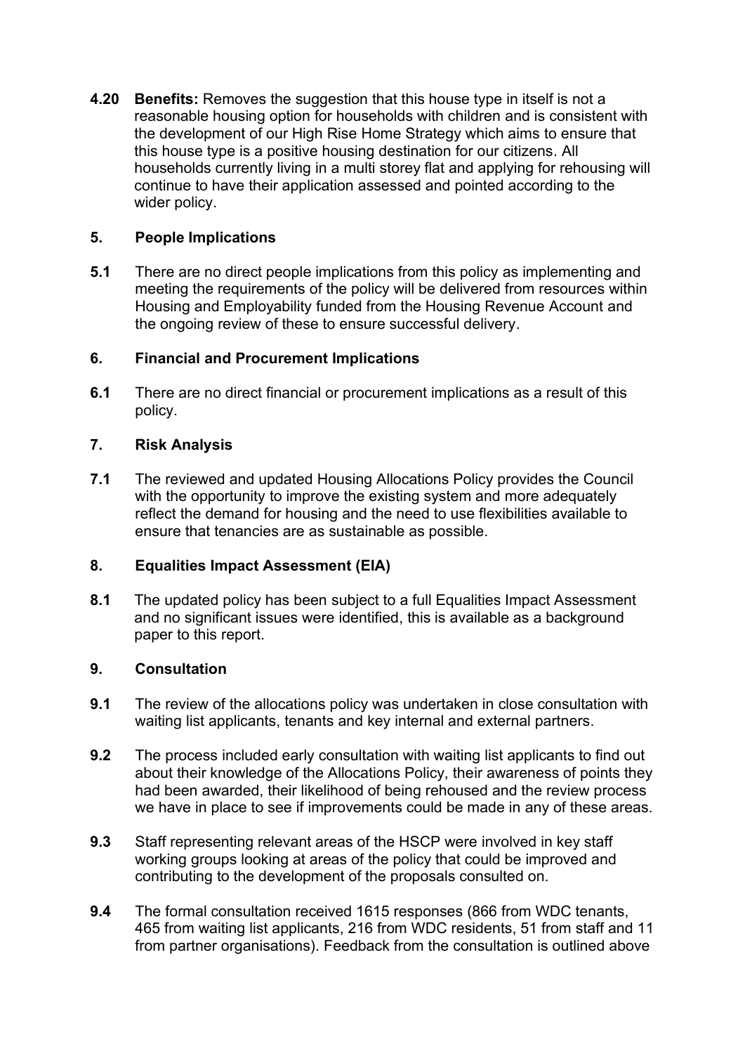**4.20 Benefits:** Removes the suggestion that this house type in itself is not a reasonable housing option for households with children and is consistent with the development of our High Rise Home Strategy which aims to ensure that this house type is a positive housing destination for our citizens. All households currently living in a multi storey flat and applying for rehousing will continue to have their application assessed and pointed according to the wider policy.

## 5. People Implications

**5.1** There are no direct people implications from this policy as implementing and meeting the requirements of the policy will be delivered from resources within Housing and Employability funded from the Housing Revenue Account and the ongoing review of these to ensure successful delivery.

## 6. Financial and Procurement Implications

**6.1** There are no direct financial or procurement implications as a result of this policy.

## 7. Risk Analysis

**7.1** The reviewed and updated Housing Allocations Policy provides the Council with the opportunity to improve the existing system and more adequately reflect the demand for housing and the need to use flexibilities available to ensure that tenancies are as sustainable as possible.

## 8. Equalities Impact Assessment (EIA)

**8.1** The updated policy has been subject to a full Equalities Impact Assessment and no significant issues were identified, this is available as a background paper to this report.

## 9. Consultation

**9.1** The review of the allocations policy was undertaken in close consultation with waiting list applicants, tenants and key internal and external partners.

**9.2** The process included early consultation with waiting list applicants to find out about their knowledge of the Allocations Policy, their awareness of points they had been awarded, their likelihood of being rehoused and the review process we have in place to see if improvements could be made in any of these areas.

**9.3** Staff representing relevant areas of the HSCP were involved in key staff working groups looking at areas of the policy that could be improved and contributing to the development of the proposals consulted on.

**9.4** The formal consultation received 1615 responses (866 from WDC tenants, 465 from waiting list applicants, 216 from WDC residents, 51 from staff and 11 from partner organisations). Feedback from the consultation is outlined above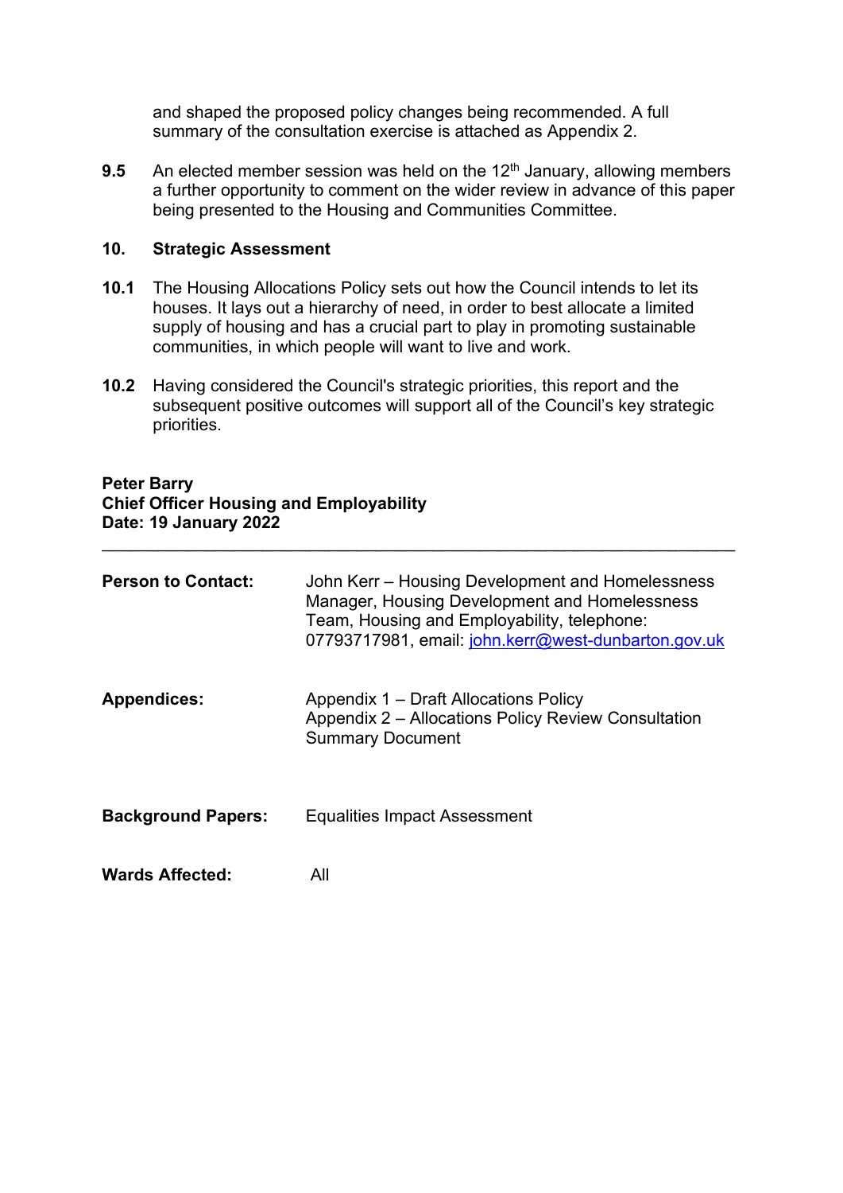and shaped the proposed policy changes being recommended. A full summary of the consultation exercise is attached as Appendix 2.

**9.5** An elected member session was held on the 12th January, allowing members a further opportunity to comment on the wider review in advance of this paper being presented to the Housing and Communities Committee.

## 10. Strategic Assessment

**10.1** The Housing Allocations Policy sets out how the Council intends to let its houses. It lays out a hierarchy of need, in order to best allocate a limited supply of housing and has a crucial part to play in promoting sustainable communities, in which people will want to live and work.

**10.2** Having considered the Council's strategic priorities, this report and the subsequent positive outcomes will support all of the Council's key strategic priorities.

**Peter Barry**
**Chief Officer Housing and Employability**
**Date: 19 January 2022**

---

| | |
|---|---|
| **Person to Contact:** | John Kerr – Housing Development and Homelessness Manager, Housing Development and Homelessness Team, Housing and Employability, telephone: 07793717981, email: john.kerr@west-dunbarton.gov.uk |
| **Appendices:** | Appendix 1 – Draft Allocations Policy<br>Appendix 2 – Allocations Policy Review Consultation Summary Document |
| **Background Papers:** | Equalities Impact Assessment |
| **Wards Affected:** | All |